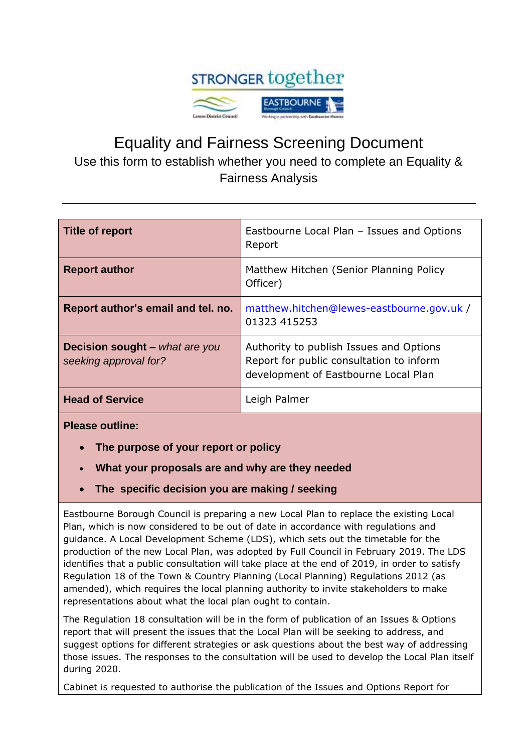STRONGER together

Lewes District Council

EASTBOURNE Borough Council

Working in partnership with Eastbourne Homes

# Equality and Fairness Screening Document

Use this form to establish whether you need to complete an Equality & Fairness Analysis

---

| | |
|---|---|
| **Title of report** | Eastbourne Local Plan – Issues and Options Report |
| **Report author** | Matthew Hitchen (Senior Planning Policy Officer) |
| **Report author's email and tel. no.** | matthew.hitchen@lewes-eastbourne.gov.uk / 01323 415253 |
| **Decision sought –** *what are you seeking approval for?* | Authority to publish Issues and Options Report for public consultation to inform development of Eastbourne Local Plan |
| **Head of Service** | Leigh Palmer |

**Please outline:**

- **The purpose of your report or policy**
- **What your proposals are and why are they needed**
- **The specific decision you are making / seeking**

Eastbourne Borough Council is preparing a new Local Plan to replace the existing Local Plan, which is now considered to be out of date in accordance with regulations and guidance. A Local Development Scheme (LDS), which sets out the timetable for the production of the new Local Plan, was adopted by Full Council in February 2019. The LDS identifies that a public consultation will take place at the end of 2019, in order to satisfy Regulation 18 of the Town & Country Planning (Local Planning) Regulations 2012 (as amended), which requires the local planning authority to invite stakeholders to make representations about what the local plan ought to contain.

The Regulation 18 consultation will be in the form of publication of an Issues & Options report that will present the issues that the Local Plan will be seeking to address, and suggest options for different strategies or ask questions about the best way of addressing those issues. The responses to the consultation will be used to develop the Local Plan itself during 2020.

Cabinet is requested to authorise the publication of the Issues and Options Report for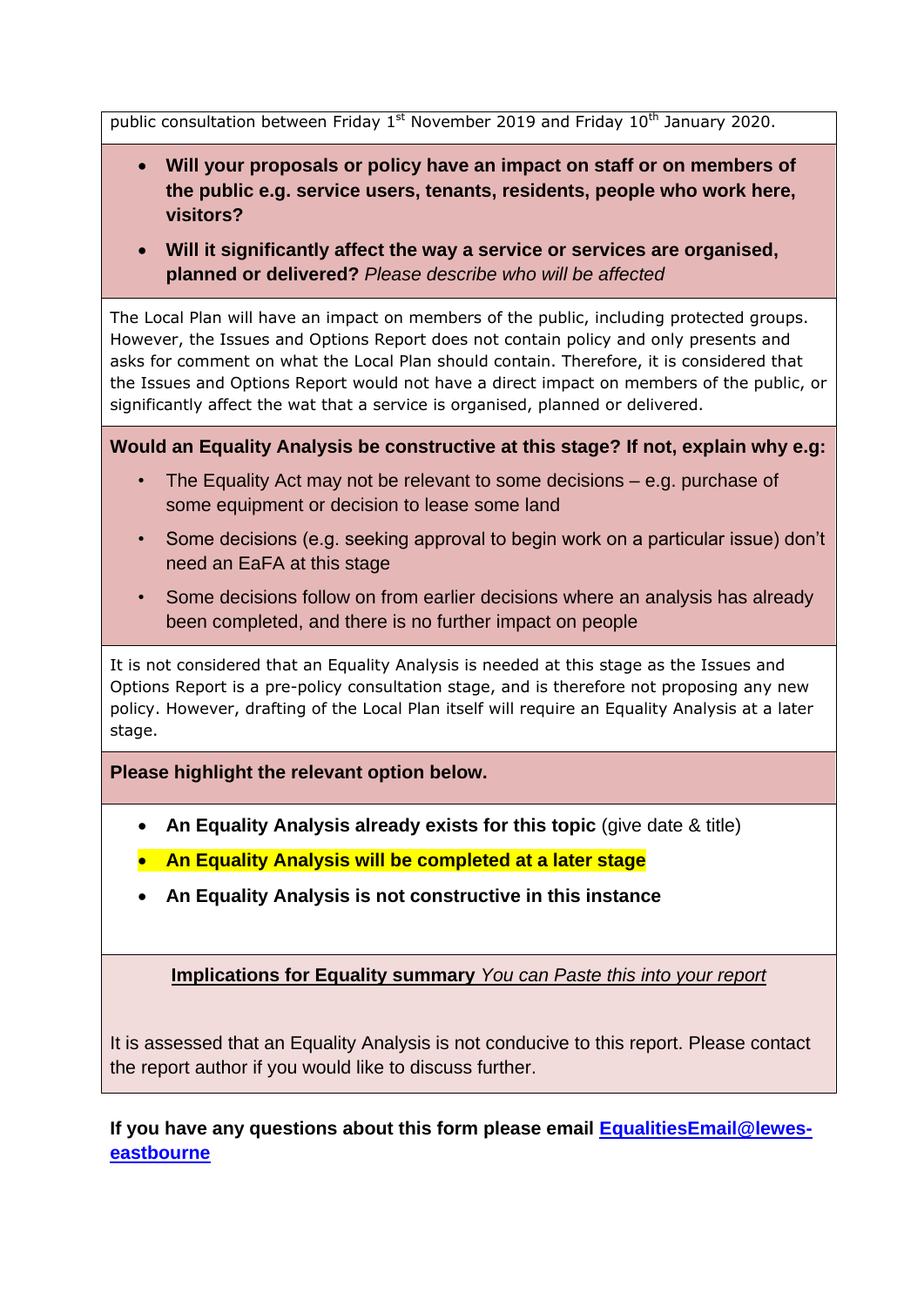public consultation between Friday 1st November 2019 and Friday 10th January 2020.

- **Will your proposals or policy have an impact on staff or on members of the public e.g. service users, tenants, residents, people who work here, visitors?**
- **Will it significantly affect the way a service or services are organised, planned or delivered?** *Please describe who will be affected*

The Local Plan will have an impact on members of the public, including protected groups. However, the Issues and Options Report does not contain policy and only presents and asks for comment on what the Local Plan should contain. Therefore, it is considered that the Issues and Options Report would not have a direct impact on members of the public, or significantly affect the wat that a service is organised, planned or delivered.

**Would an Equality Analysis be constructive at this stage? If not, explain why e.g:**

- The Equality Act may not be relevant to some decisions – e.g. purchase of some equipment or decision to lease some land
- Some decisions (e.g. seeking approval to begin work on a particular issue) don't need an EaFA at this stage
- Some decisions follow on from earlier decisions where an analysis has already been completed, and there is no further impact on people

It is not considered that an Equality Analysis is needed at this stage as the Issues and Options Report is a pre-policy consultation stage, and is therefore not proposing any new policy. However, drafting of the Local Plan itself will require an Equality Analysis at a later stage.

**Please highlight the relevant option below.**

- **An Equality Analysis already exists for this topic** (give date & title)
- **An Equality Analysis will be completed at a later stage**
- **An Equality Analysis is not constructive in this instance**

**Implications for Equality summary** *You can Paste this into your report*

It is assessed that an Equality Analysis is not conducive to this report. Please contact the report author if you would like to discuss further.

**If you have any questions about this form please email EqualitiesEmail@lewes-eastbourne**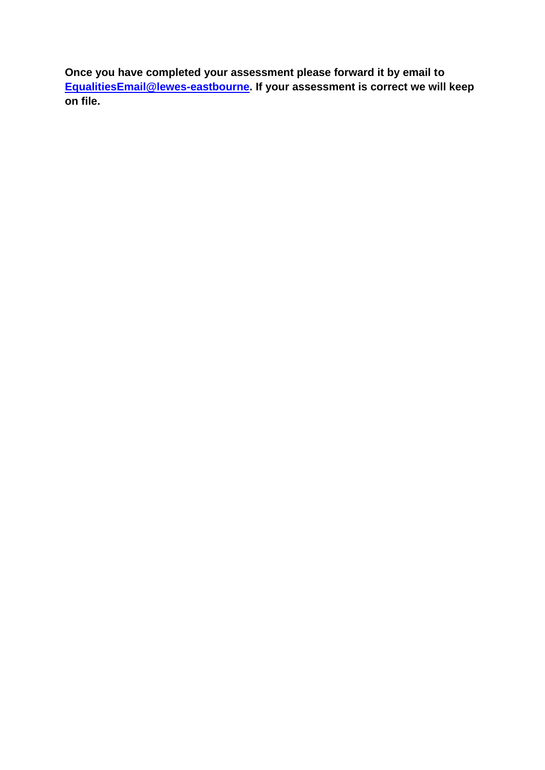**Once you have completed your assessment please forward it by email to [EqualitiesEmail@lewes-eastbourne](mailto:EqualitiesEmail@lewes-eastbourne). If your assessment is correct we will keep on file.**